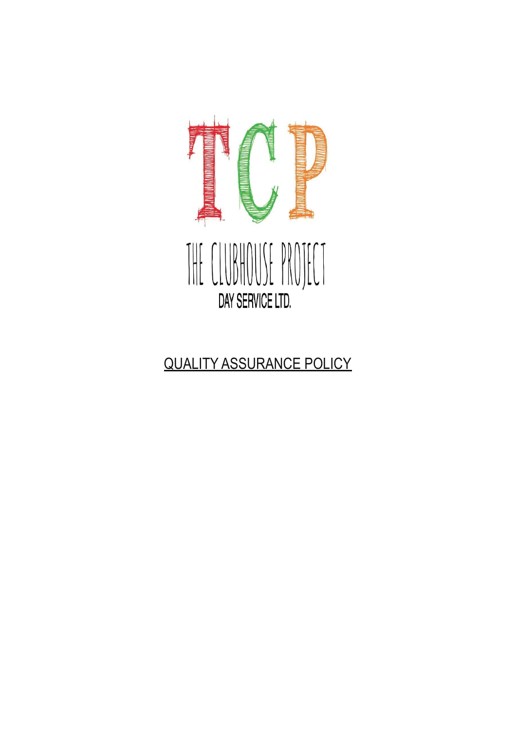TCP

THE CLUBHOUSE PROJECT

DAY SERVICE LTD.

# QUALITY ASSURANCE POLICY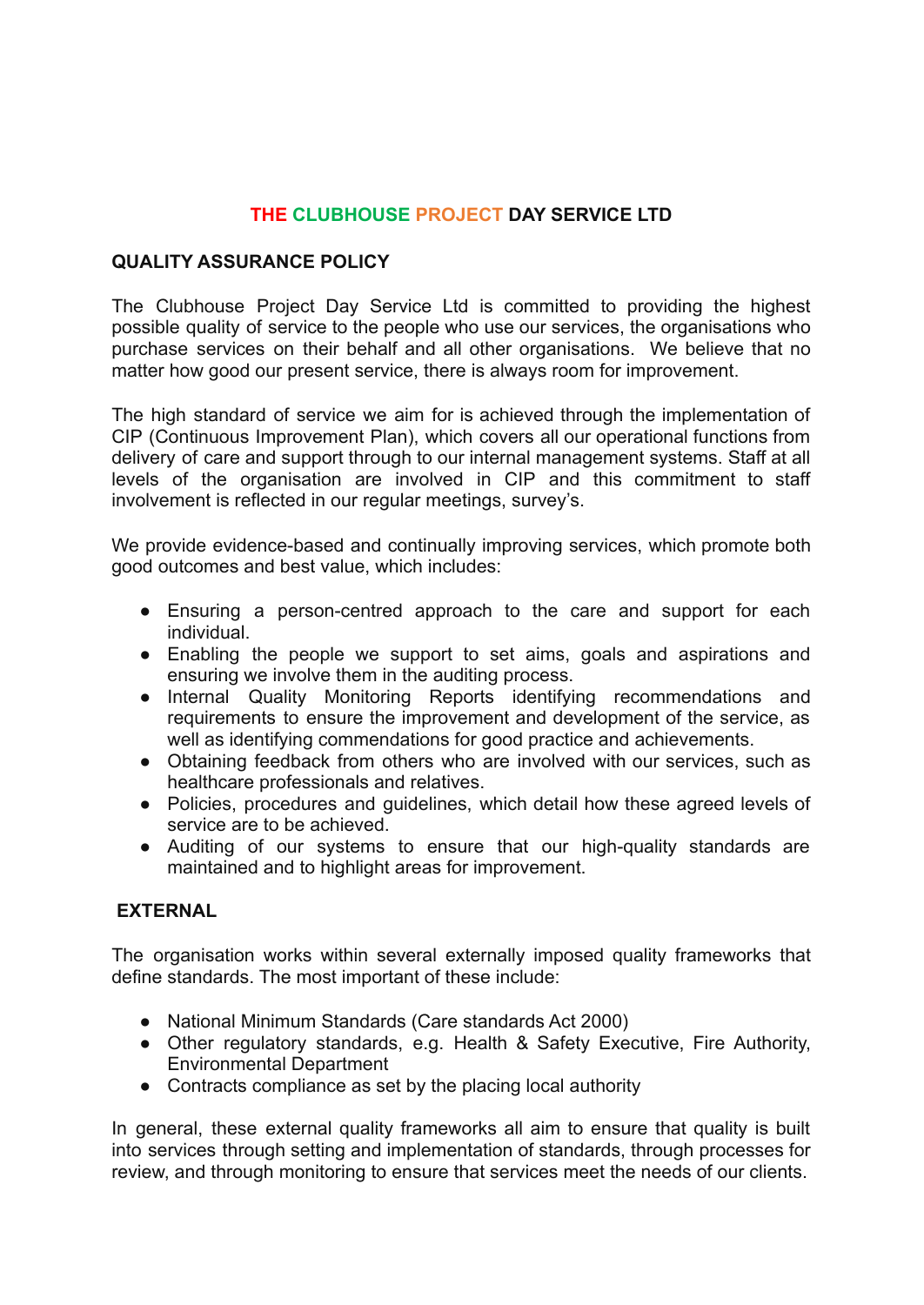**THE CLUBHOUSE PROJECT DAY SERVICE LTD**

**QUALITY ASSURANCE POLICY**

The Clubhouse Project Day Service Ltd is committed to providing the highest possible quality of service to the people who use our services, the organisations who purchase services on their behalf and all other organisations. We believe that no matter how good our present service, there is always room for improvement.

The high standard of service we aim for is achieved through the implementation of CIP (Continuous Improvement Plan), which covers all our operational functions from delivery of care and support through to our internal management systems. Staff at all levels of the organisation are involved in CIP and this commitment to staff involvement is reflected in our regular meetings, survey's.

We provide evidence-based and continually improving services, which promote both good outcomes and best value, which includes:

- Ensuring a person-centred approach to the care and support for each individual.
- Enabling the people we support to set aims, goals and aspirations and ensuring we involve them in the auditing process.
- Internal Quality Monitoring Reports identifying recommendations and requirements to ensure the improvement and development of the service, as well as identifying commendations for good practice and achievements.
- Obtaining feedback from others who are involved with our services, such as healthcare professionals and relatives.
- Policies, procedures and guidelines, which detail how these agreed levels of service are to be achieved.
- Auditing of our systems to ensure that our high-quality standards are maintained and to highlight areas for improvement.

**EXTERNAL**

The organisation works within several externally imposed quality frameworks that define standards. The most important of these include:

- National Minimum Standards (Care standards Act 2000)
- Other regulatory standards, e.g. Health & Safety Executive, Fire Authority, Environmental Department
- Contracts compliance as set by the placing local authority

In general, these external quality frameworks all aim to ensure that quality is built into services through setting and implementation of standards, through processes for review, and through monitoring to ensure that services meet the needs of our clients.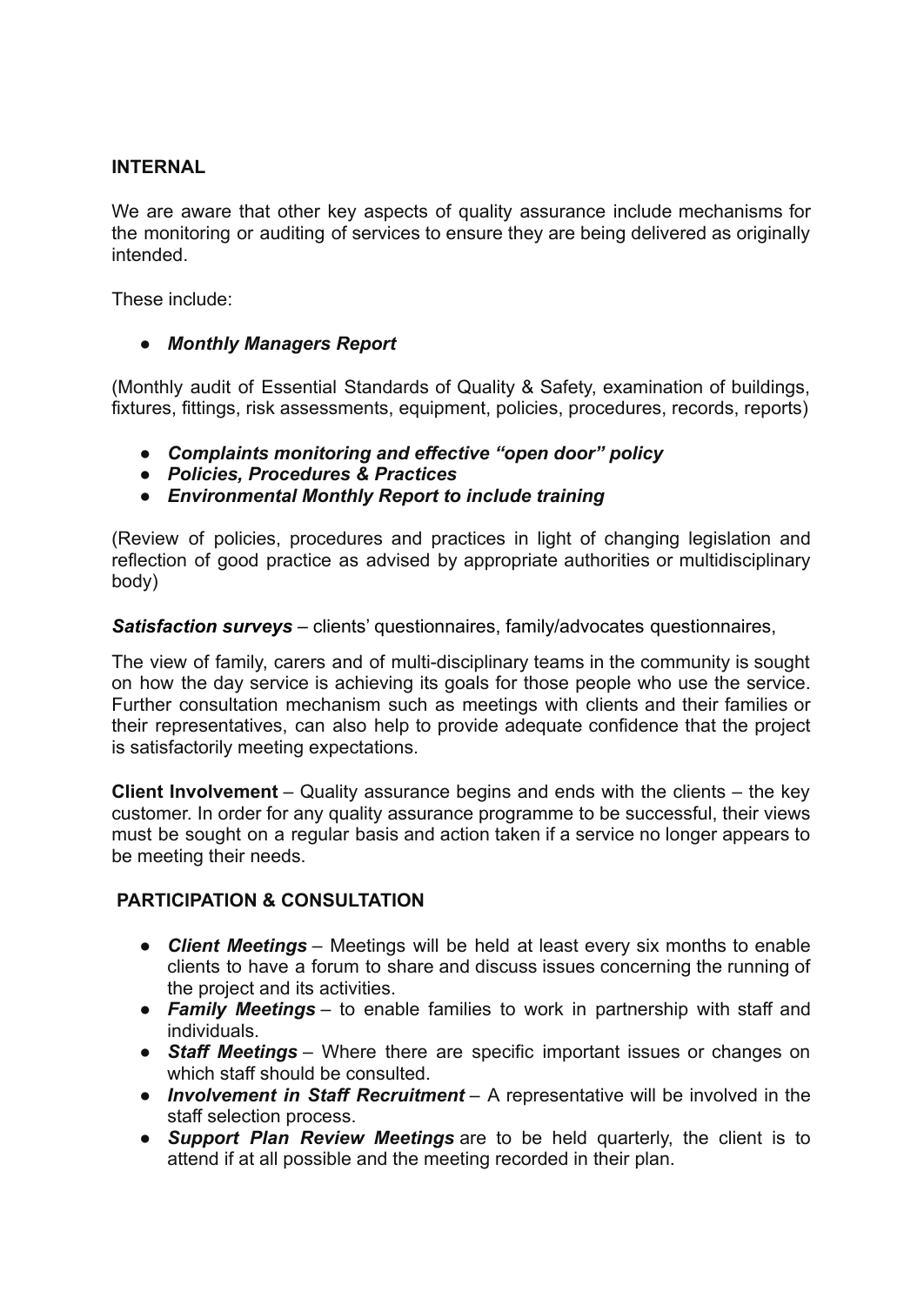**INTERNAL**

We are aware that other key aspects of quality assurance include mechanisms for the monitoring or auditing of services to ensure they are being delivered as originally intended.

These include:

- ***Monthly Managers Report***

(Monthly audit of Essential Standards of Quality & Safety, examination of buildings, fixtures, fittings, risk assessments, equipment, policies, procedures, records, reports)

- ***Complaints monitoring and effective "open door" policy***
- ***Policies, Procedures & Practices***
- ***Environmental Monthly Report to include training***

(Review of policies, procedures and practices in light of changing legislation and reflection of good practice as advised by appropriate authorities or multidisciplinary body)

***Satisfaction surveys*** – clients' questionnaires, family/advocates questionnaires,

The view of family, carers and of multi-disciplinary teams in the community is sought on how the day service is achieving its goals for those people who use the service. Further consultation mechanism such as meetings with clients and their families or their representatives, can also help to provide adequate confidence that the project is satisfactorily meeting expectations.

**Client Involvement** – Quality assurance begins and ends with the clients – the key customer. In order for any quality assurance programme to be successful, their views must be sought on a regular basis and action taken if a service no longer appears to be meeting their needs.

**PARTICIPATION & CONSULTATION**

- ***Client Meetings*** – Meetings will be held at least every six months to enable clients to have a forum to share and discuss issues concerning the running of the project and its activities.
- ***Family Meetings*** – to enable families to work in partnership with staff and individuals.
- ***Staff Meetings*** – Where there are specific important issues or changes on which staff should be consulted.
- ***Involvement in Staff Recruitment*** – A representative will be involved in the staff selection process.
- ***Support Plan Review Meetings*** are to be held quarterly, the client is to attend if at all possible and the meeting recorded in their plan.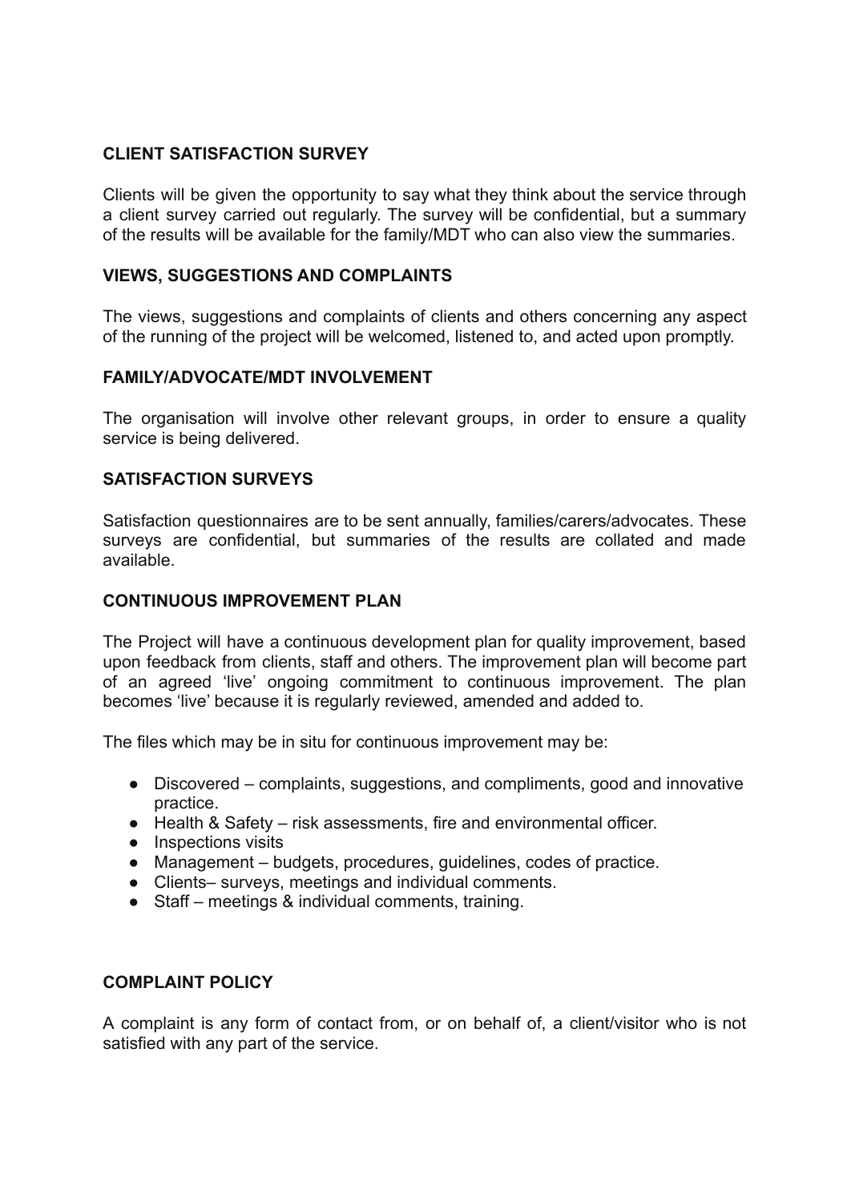**CLIENT SATISFACTION SURVEY**

Clients will be given the opportunity to say what they think about the service through a client survey carried out regularly. The survey will be confidential, but a summary of the results will be available for the family/MDT who can also view the summaries.

**VIEWS, SUGGESTIONS AND COMPLAINTS**

The views, suggestions and complaints of clients and others concerning any aspect of the running of the project will be welcomed, listened to, and acted upon promptly.

**FAMILY/ADVOCATE/MDT INVOLVEMENT**

The organisation will involve other relevant groups, in order to ensure a quality service is being delivered.

**SATISFACTION SURVEYS**

Satisfaction questionnaires are to be sent annually, families/carers/advocates. These surveys are confidential, but summaries of the results are collated and made available.

**CONTINUOUS IMPROVEMENT PLAN**

The Project will have a continuous development plan for quality improvement, based upon feedback from clients, staff and others. The improvement plan will become part of an agreed 'live' ongoing commitment to continuous improvement. The plan becomes 'live' because it is regularly reviewed, amended and added to.

The files which may be in situ for continuous improvement may be:

- Discovered – complaints, suggestions, and compliments, good and innovative practice.
- Health & Safety – risk assessments, fire and environmental officer.
- Inspections visits
- Management – budgets, procedures, guidelines, codes of practice.
- Clients– surveys, meetings and individual comments.
- Staff – meetings & individual comments, training.

**COMPLAINT POLICY**

A complaint is any form of contact from, or on behalf of, a client/visitor who is not satisfied with any part of the service.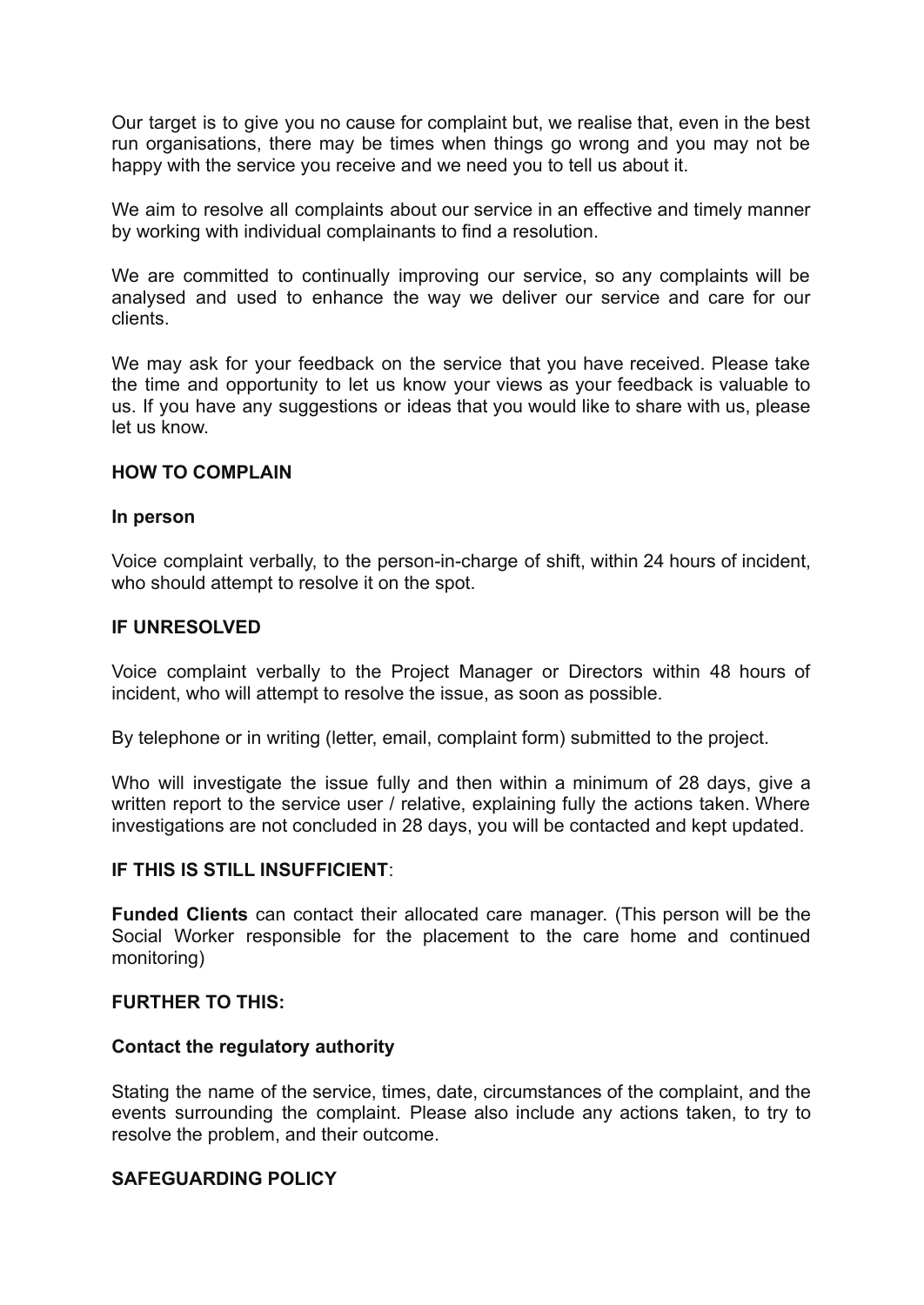Our target is to give you no cause for complaint but, we realise that, even in the best run organisations, there may be times when things go wrong and you may not be happy with the service you receive and we need you to tell us about it.

We aim to resolve all complaints about our service in an effective and timely manner by working with individual complainants to find a resolution.

We are committed to continually improving our service, so any complaints will be analysed and used to enhance the way we deliver our service and care for our clients.

We may ask for your feedback on the service that you have received. Please take the time and opportunity to let us know your views as your feedback is valuable to us. If you have any suggestions or ideas that you would like to share with us, please let us know.

**HOW TO COMPLAIN**

**In person**

Voice complaint verbally, to the person-in-charge of shift, within 24 hours of incident, who should attempt to resolve it on the spot.

**IF UNRESOLVED**

Voice complaint verbally to the Project Manager or Directors within 48 hours of incident, who will attempt to resolve the issue, as soon as possible.

By telephone or in writing (letter, email, complaint form) submitted to the project.

Who will investigate the issue fully and then within a minimum of 28 days, give a written report to the service user / relative, explaining fully the actions taken. Where investigations are not concluded in 28 days, you will be contacted and kept updated.

**IF THIS IS STILL INSUFFICIENT**:

**Funded Clients** can contact their allocated care manager. (This person will be the Social Worker responsible for the placement to the care home and continued monitoring)

**FURTHER TO THIS:**

**Contact the regulatory authority**

Stating the name of the service, times, date, circumstances of the complaint, and the events surrounding the complaint. Please also include any actions taken, to try to resolve the problem, and their outcome.

**SAFEGUARDING POLICY**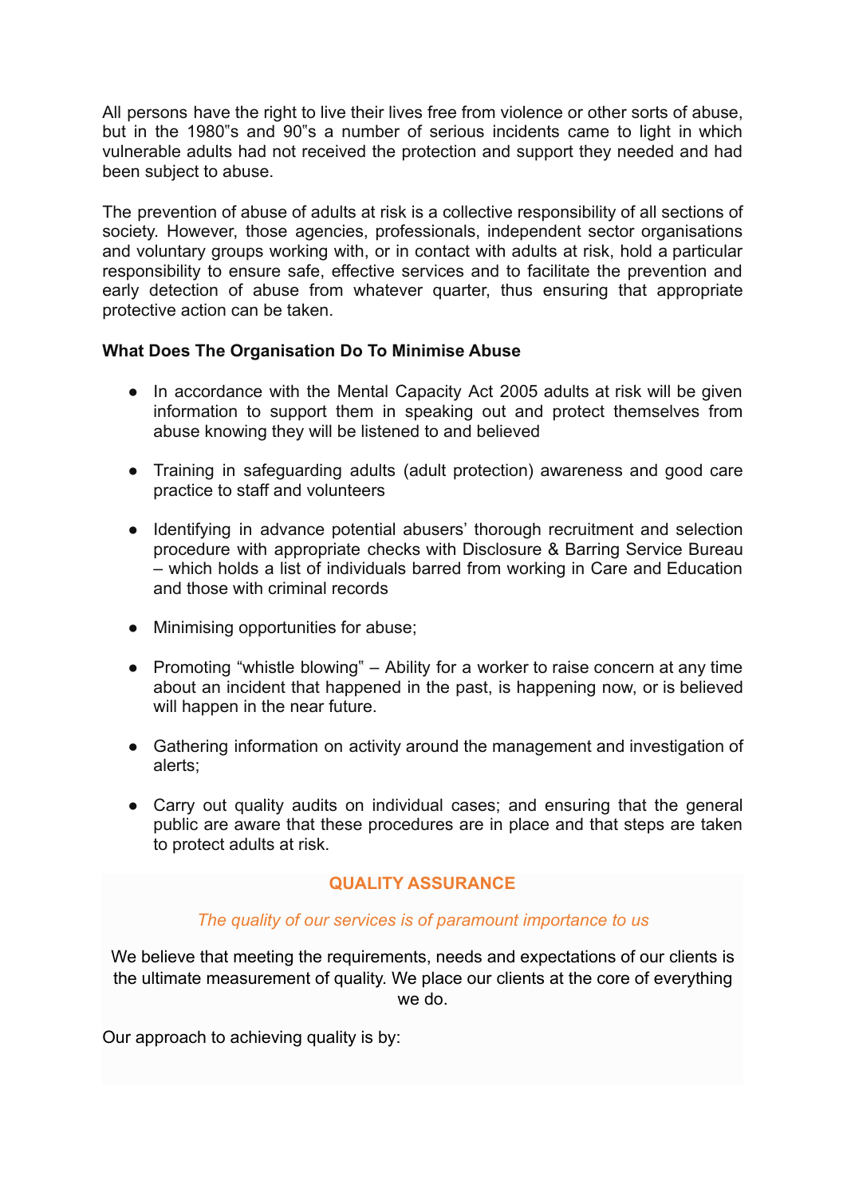All persons have the right to live their lives free from violence or other sorts of abuse, but in the 1980"s and 90"s a number of serious incidents came to light in which vulnerable adults had not received the protection and support they needed and had been subject to abuse.

The prevention of abuse of adults at risk is a collective responsibility of all sections of society. However, those agencies, professionals, independent sector organisations and voluntary groups working with, or in contact with adults at risk, hold a particular responsibility to ensure safe, effective services and to facilitate the prevention and early detection of abuse from whatever quarter, thus ensuring that appropriate protective action can be taken.

**What Does The Organisation Do To Minimise Abuse**

- In accordance with the Mental Capacity Act 2005 adults at risk will be given information to support them in speaking out and protect themselves from abuse knowing they will be listened to and believed

- Training in safeguarding adults (adult protection) awareness and good care practice to staff and volunteers

- Identifying in advance potential abusers' thorough recruitment and selection procedure with appropriate checks with Disclosure & Barring Service Bureau – which holds a list of individuals barred from working in Care and Education and those with criminal records

- Minimising opportunities for abuse;

- Promoting "whistle blowing" – Ability for a worker to raise concern at any time about an incident that happened in the past, is happening now, or is believed will happen in the near future.

- Gathering information on activity around the management and investigation of alerts;

- Carry out quality audits on individual cases; and ensuring that the general public are aware that these procedures are in place and that steps are taken to protect adults at risk.

## QUALITY ASSURANCE

*The quality of our services is of paramount importance to us*

We believe that meeting the requirements, needs and expectations of our clients is the ultimate measurement of quality. We place our clients at the core of everything we do.

Our approach to achieving quality is by: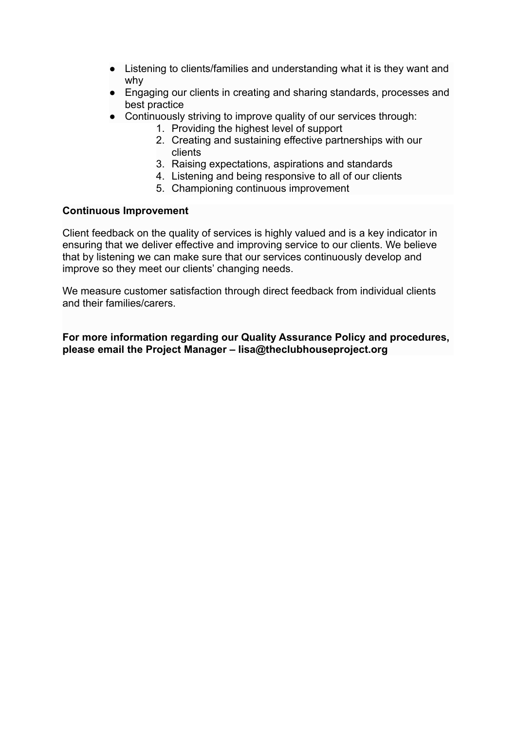- Listening to clients/families and understanding what it is they want and why
- Engaging our clients in creating and sharing standards, processes and best practice
- Continuously striving to improve quality of our services through:
    1. Providing the highest level of support
    2. Creating and sustaining effective partnerships with our clients
    3. Raising expectations, aspirations and standards
    4. Listening and being responsive to all of our clients
    5. Championing continuous improvement

**Continuous Improvement**

Client feedback on the quality of services is highly valued and is a key indicator in ensuring that we deliver effective and improving service to our clients. We believe that by listening we can make sure that our services continuously develop and improve so they meet our clients' changing needs.

We measure customer satisfaction through direct feedback from individual clients and their families/carers.

**For more information regarding our Quality Assurance Policy and procedures, please email the Project Manager – lisa@theclubhouseproject.org**